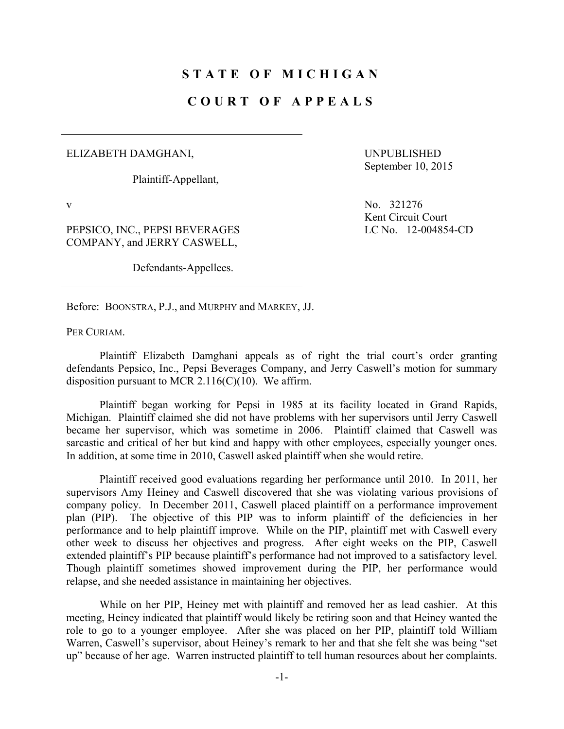# STATE OF MICHIGAN

# COURT OF APPEALS

ELIZABETH DAMGHANI,

Plaintiff-Appellant,

v

PEPSICO, INC., PEPSI BEVERAGES COMPANY, and JERRY CASWELL,

Defendants-Appellees.

UNPUBLISHED
September 10, 2015

No. 321276
Kent Circuit Court
LC No. 12-004854-CD

Before: BOONSTRA, P.J., and MURPHY and MARKEY, JJ.

PER CURIAM.

Plaintiff Elizabeth Damghani appeals as of right the trial court's order granting defendants Pepsico, Inc., Pepsi Beverages Company, and Jerry Caswell's motion for summary disposition pursuant to MCR 2.116(C)(10). We affirm.

Plaintiff began working for Pepsi in 1985 at its facility located in Grand Rapids, Michigan. Plaintiff claimed she did not have problems with her supervisors until Jerry Caswell became her supervisor, which was sometime in 2006. Plaintiff claimed that Caswell was sarcastic and critical of her but kind and happy with other employees, especially younger ones. In addition, at some time in 2010, Caswell asked plaintiff when she would retire.

Plaintiff received good evaluations regarding her performance until 2010. In 2011, her supervisors Amy Heiney and Caswell discovered that she was violating various provisions of company policy. In December 2011, Caswell placed plaintiff on a performance improvement plan (PIP). The objective of this PIP was to inform plaintiff of the deficiencies in her performance and to help plaintiff improve. While on the PIP, plaintiff met with Caswell every other week to discuss her objectives and progress. After eight weeks on the PIP, Caswell extended plaintiff's PIP because plaintiff's performance had not improved to a satisfactory level. Though plaintiff sometimes showed improvement during the PIP, her performance would relapse, and she needed assistance in maintaining her objectives.

While on her PIP, Heiney met with plaintiff and removed her as lead cashier. At this meeting, Heiney indicated that plaintiff would likely be retiring soon and that Heiney wanted the role to go to a younger employee. After she was placed on her PIP, plaintiff told William Warren, Caswell's supervisor, about Heiney's remark to her and that she felt she was being "set up" because of her age. Warren instructed plaintiff to tell human resources about her complaints.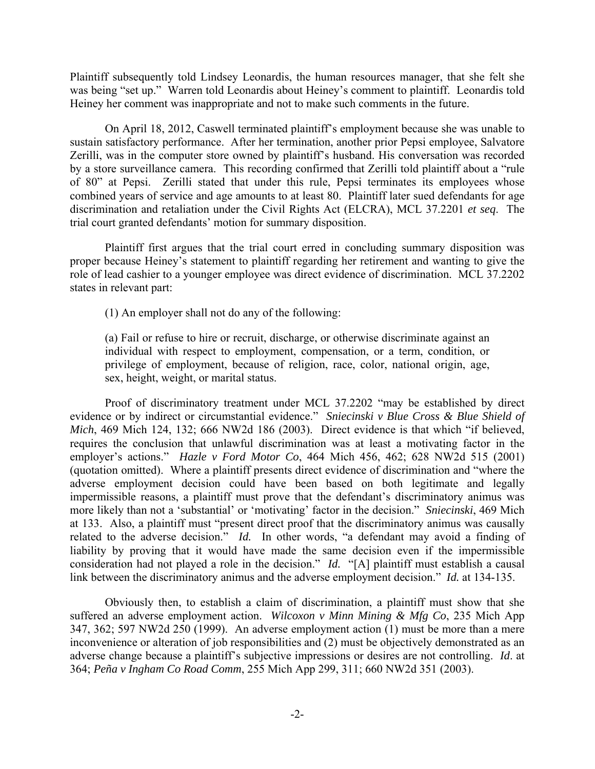Plaintiff subsequently told Lindsey Leonardis, the human resources manager, that she felt she was being "set up." Warren told Leonardis about Heiney's comment to plaintiff. Leonardis told Heiney her comment was inappropriate and not to make such comments in the future.

On April 18, 2012, Caswell terminated plaintiff's employment because she was unable to sustain satisfactory performance. After her termination, another prior Pepsi employee, Salvatore Zerilli, was in the computer store owned by plaintiff's husband. His conversation was recorded by a store surveillance camera. This recording confirmed that Zerilli told plaintiff about a "rule of 80" at Pepsi. Zerilli stated that under this rule, Pepsi terminates its employees whose combined years of service and age amounts to at least 80. Plaintiff later sued defendants for age discrimination and retaliation under the Civil Rights Act (ELCRA), MCL 37.2201 *et seq*. The trial court granted defendants' motion for summary disposition.

Plaintiff first argues that the trial court erred in concluding summary disposition was proper because Heiney's statement to plaintiff regarding her retirement and wanting to give the role of lead cashier to a younger employee was direct evidence of discrimination. MCL 37.2202 states in relevant part:

> (1) An employer shall not do any of the following:
>
> (a) Fail or refuse to hire or recruit, discharge, or otherwise discriminate against an individual with respect to employment, compensation, or a term, condition, or privilege of employment, because of religion, race, color, national origin, age, sex, height, weight, or marital status.

Proof of discriminatory treatment under MCL 37.2202 "may be established by direct evidence or by indirect or circumstantial evidence." *Sniecinski v Blue Cross & Blue Shield of Mich*, 469 Mich 124, 132; 666 NW2d 186 (2003). Direct evidence is that which "if believed, requires the conclusion that unlawful discrimination was at least a motivating factor in the employer's actions." *Hazle v Ford Motor Co*, 464 Mich 456, 462; 628 NW2d 515 (2001) (quotation omitted). Where a plaintiff presents direct evidence of discrimination and "where the adverse employment decision could have been based on both legitimate and legally impermissible reasons, a plaintiff must prove that the defendant's discriminatory animus was more likely than not a 'substantial' or 'motivating' factor in the decision." *Sniecinski*, 469 Mich at 133. Also, a plaintiff must "present direct proof that the discriminatory animus was causally related to the adverse decision." *Id.* In other words, "a defendant may avoid a finding of liability by proving that it would have made the same decision even if the impermissible consideration had not played a role in the decision." *Id.* "[A] plaintiff must establish a causal link between the discriminatory animus and the adverse employment decision." *Id.* at 134-135.

Obviously then, to establish a claim of discrimination, a plaintiff must show that she suffered an adverse employment action. *Wilcoxon v Minn Mining & Mfg Co*, 235 Mich App 347, 362; 597 NW2d 250 (1999). An adverse employment action (1) must be more than a mere inconvenience or alteration of job responsibilities and (2) must be objectively demonstrated as an adverse change because a plaintiff's subjective impressions or desires are not controlling. *Id*. at 364; *Peña v Ingham Co Road Comm*, 255 Mich App 299, 311; 660 NW2d 351 (2003).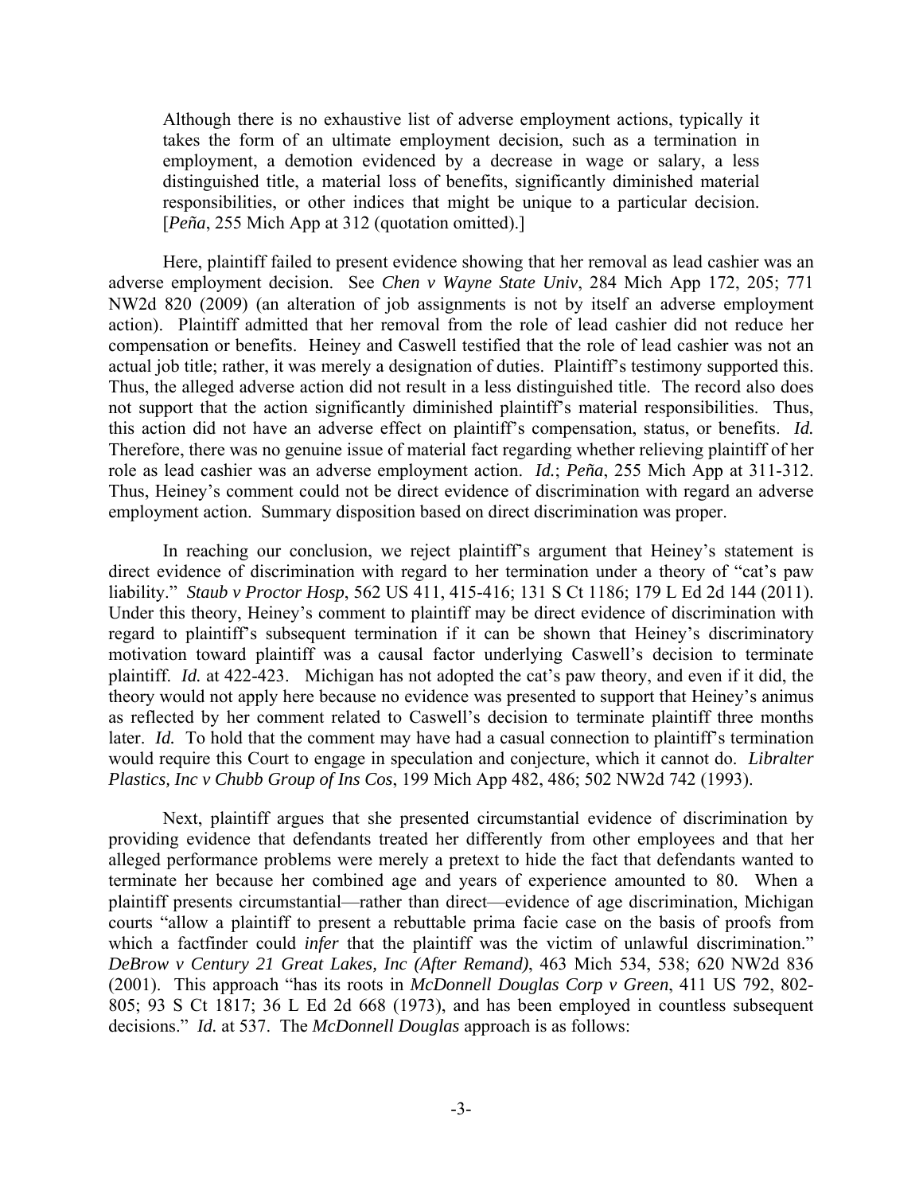> Although there is no exhaustive list of adverse employment actions, typically it takes the form of an ultimate employment decision, such as a termination in employment, a demotion evidenced by a decrease in wage or salary, a less distinguished title, a material loss of benefits, significantly diminished material responsibilities, or other indices that might be unique to a particular decision. [*Peña*, 255 Mich App at 312 (quotation omitted).]

Here, plaintiff failed to present evidence showing that her removal as lead cashier was an adverse employment decision. See *Chen v Wayne State Univ*, 284 Mich App 172, 205; 771 NW2d 820 (2009) (an alteration of job assignments is not by itself an adverse employment action). Plaintiff admitted that her removal from the role of lead cashier did not reduce her compensation or benefits. Heiney and Caswell testified that the role of lead cashier was not an actual job title; rather, it was merely a designation of duties. Plaintiff's testimony supported this. Thus, the alleged adverse action did not result in a less distinguished title. The record also does not support that the action significantly diminished plaintiff's material responsibilities. Thus, this action did not have an adverse effect on plaintiff's compensation, status, or benefits. *Id.* Therefore, there was no genuine issue of material fact regarding whether relieving plaintiff of her role as lead cashier was an adverse employment action. *Id.*; *Peña*, 255 Mich App at 311-312. Thus, Heiney's comment could not be direct evidence of discrimination with regard an adverse employment action. Summary disposition based on direct discrimination was proper.

In reaching our conclusion, we reject plaintiff's argument that Heiney's statement is direct evidence of discrimination with regard to her termination under a theory of "cat's paw liability." *Staub v Proctor Hosp*, 562 US 411, 415-416; 131 S Ct 1186; 179 L Ed 2d 144 (2011). Under this theory, Heiney's comment to plaintiff may be direct evidence of discrimination with regard to plaintiff's subsequent termination if it can be shown that Heiney's discriminatory motivation toward plaintiff was a causal factor underlying Caswell's decision to terminate plaintiff. *Id.* at 422-423. Michigan has not adopted the cat's paw theory, and even if it did, the theory would not apply here because no evidence was presented to support that Heiney's animus as reflected by her comment related to Caswell's decision to terminate plaintiff three months later. *Id.* To hold that the comment may have had a casual connection to plaintiff's termination would require this Court to engage in speculation and conjecture, which it cannot do. *Libralter Plastics, Inc v Chubb Group of Ins Cos*, 199 Mich App 482, 486; 502 NW2d 742 (1993).

Next, plaintiff argues that she presented circumstantial evidence of discrimination by providing evidence that defendants treated her differently from other employees and that her alleged performance problems were merely a pretext to hide the fact that defendants wanted to terminate her because her combined age and years of experience amounted to 80. When a plaintiff presents circumstantial—rather than direct—evidence of age discrimination, Michigan courts "allow a plaintiff to present a rebuttable prima facie case on the basis of proofs from which a factfinder could *infer* that the plaintiff was the victim of unlawful discrimination." *DeBrow v Century 21 Great Lakes, Inc (After Remand)*, 463 Mich 534, 538; 620 NW2d 836 (2001). This approach "has its roots in *McDonnell Douglas Corp v Green*, 411 US 792, 802-805; 93 S Ct 1817; 36 L Ed 2d 668 (1973), and has been employed in countless subsequent decisions." *Id.* at 537. The *McDonnell Douglas* approach is as follows: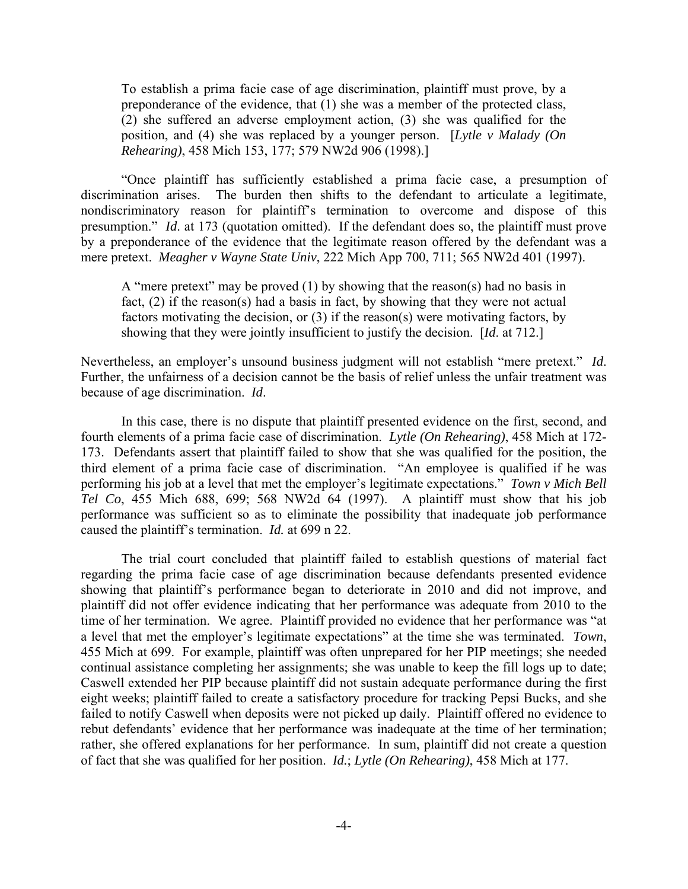> To establish a prima facie case of age discrimination, plaintiff must prove, by a preponderance of the evidence, that (1) she was a member of the protected class, (2) she suffered an adverse employment action, (3) she was qualified for the position, and (4) she was replaced by a younger person. [*Lytle v Malady (On Rehearing)*, 458 Mich 153, 177; 579 NW2d 906 (1998).]

"Once plaintiff has sufficiently established a prima facie case, a presumption of discrimination arises. The burden then shifts to the defendant to articulate a legitimate, nondiscriminatory reason for plaintiff's termination to overcome and dispose of this presumption." *Id*. at 173 (quotation omitted). If the defendant does so, the plaintiff must prove by a preponderance of the evidence that the legitimate reason offered by the defendant was a mere pretext. *Meagher v Wayne State Univ*, 222 Mich App 700, 711; 565 NW2d 401 (1997).

> A "mere pretext" may be proved (1) by showing that the reason(s) had no basis in fact, (2) if the reason(s) had a basis in fact, by showing that they were not actual factors motivating the decision, or (3) if the reason(s) were motivating factors, by showing that they were jointly insufficient to justify the decision. [*Id*. at 712.]

Nevertheless, an employer's unsound business judgment will not establish "mere pretext." *Id*. Further, the unfairness of a decision cannot be the basis of relief unless the unfair treatment was because of age discrimination. *Id*.

In this case, there is no dispute that plaintiff presented evidence on the first, second, and fourth elements of a prima facie case of discrimination. *Lytle (On Rehearing)*, 458 Mich at 172-173. Defendants assert that plaintiff failed to show that she was qualified for the position, the third element of a prima facie case of discrimination. "An employee is qualified if he was performing his job at a level that met the employer's legitimate expectations." *Town v Mich Bell Tel Co*, 455 Mich 688, 699; 568 NW2d 64 (1997). A plaintiff must show that his job performance was sufficient so as to eliminate the possibility that inadequate job performance caused the plaintiff's termination. *Id.* at 699 n 22.

The trial court concluded that plaintiff failed to establish questions of material fact regarding the prima facie case of age discrimination because defendants presented evidence showing that plaintiff's performance began to deteriorate in 2010 and did not improve, and plaintiff did not offer evidence indicating that her performance was adequate from 2010 to the time of her termination. We agree. Plaintiff provided no evidence that her performance was "at a level that met the employer's legitimate expectations" at the time she was terminated. *Town*, 455 Mich at 699. For example, plaintiff was often unprepared for her PIP meetings; she needed continual assistance completing her assignments; she was unable to keep the fill logs up to date; Caswell extended her PIP because plaintiff did not sustain adequate performance during the first eight weeks; plaintiff failed to create a satisfactory procedure for tracking Pepsi Bucks, and she failed to notify Caswell when deposits were not picked up daily. Plaintiff offered no evidence to rebut defendants' evidence that her performance was inadequate at the time of her termination; rather, she offered explanations for her performance. In sum, plaintiff did not create a question of fact that she was qualified for her position. *Id*.; *Lytle (On Rehearing)*, 458 Mich at 177.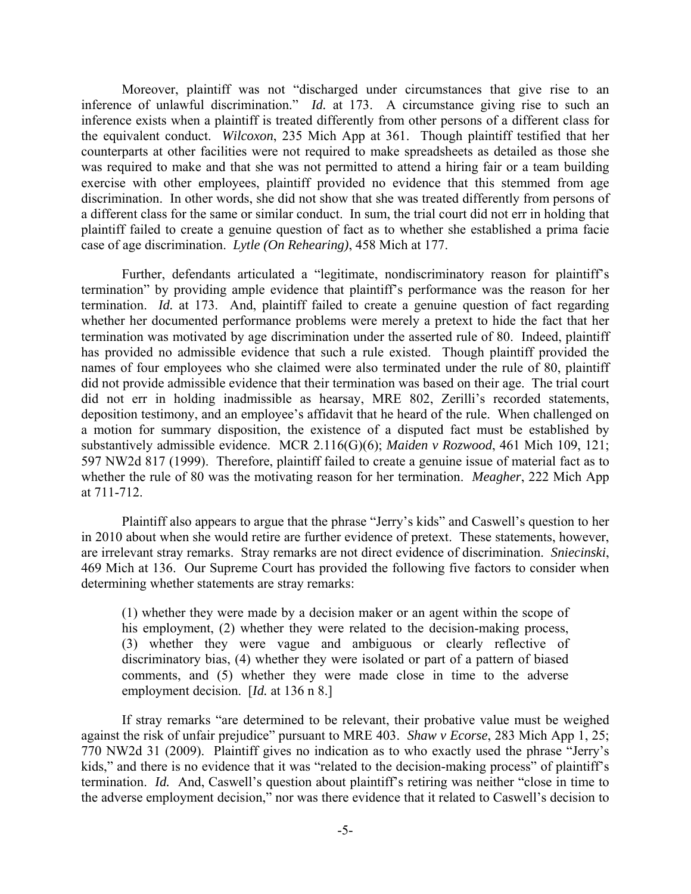Moreover, plaintiff was not "discharged under circumstances that give rise to an inference of unlawful discrimination." *Id.* at 173. A circumstance giving rise to such an inference exists when a plaintiff is treated differently from other persons of a different class for the equivalent conduct. *Wilcoxon*, 235 Mich App at 361. Though plaintiff testified that her counterparts at other facilities were not required to make spreadsheets as detailed as those she was required to make and that she was not permitted to attend a hiring fair or a team building exercise with other employees, plaintiff provided no evidence that this stemmed from age discrimination. In other words, she did not show that she was treated differently from persons of a different class for the same or similar conduct. In sum, the trial court did not err in holding that plaintiff failed to create a genuine question of fact as to whether she established a prima facie case of age discrimination. *Lytle (On Rehearing)*, 458 Mich at 177.

Further, defendants articulated a "legitimate, nondiscriminatory reason for plaintiff's termination" by providing ample evidence that plaintiff's performance was the reason for her termination. *Id.* at 173. And, plaintiff failed to create a genuine question of fact regarding whether her documented performance problems were merely a pretext to hide the fact that her termination was motivated by age discrimination under the asserted rule of 80. Indeed, plaintiff has provided no admissible evidence that such a rule existed. Though plaintiff provided the names of four employees who she claimed were also terminated under the rule of 80, plaintiff did not provide admissible evidence that their termination was based on their age. The trial court did not err in holding inadmissible as hearsay, MRE 802, Zerilli's recorded statements, deposition testimony, and an employee's affidavit that he heard of the rule. When challenged on a motion for summary disposition, the existence of a disputed fact must be established by substantively admissible evidence. MCR 2.116(G)(6); *Maiden v Rozwood*, 461 Mich 109, 121; 597 NW2d 817 (1999). Therefore, plaintiff failed to create a genuine issue of material fact as to whether the rule of 80 was the motivating reason for her termination. *Meagher*, 222 Mich App at 711-712.

Plaintiff also appears to argue that the phrase "Jerry's kids" and Caswell's question to her in 2010 about when she would retire are further evidence of pretext. These statements, however, are irrelevant stray remarks. Stray remarks are not direct evidence of discrimination. *Sniecinski*, 469 Mich at 136. Our Supreme Court has provided the following five factors to consider when determining whether statements are stray remarks:

> (1) whether they were made by a decision maker or an agent within the scope of his employment, (2) whether they were related to the decision-making process, (3) whether they were vague and ambiguous or clearly reflective of discriminatory bias, (4) whether they were isolated or part of a pattern of biased comments, and (5) whether they were made close in time to the adverse employment decision. [*Id.* at 136 n 8.]

If stray remarks "are determined to be relevant, their probative value must be weighed against the risk of unfair prejudice" pursuant to MRE 403. *Shaw v Ecorse*, 283 Mich App 1, 25; 770 NW2d 31 (2009). Plaintiff gives no indication as to who exactly used the phrase "Jerry's kids," and there is no evidence that it was "related to the decision-making process" of plaintiff's termination. *Id.* And, Caswell's question about plaintiff's retiring was neither "close in time to the adverse employment decision," nor was there evidence that it related to Caswell's decision to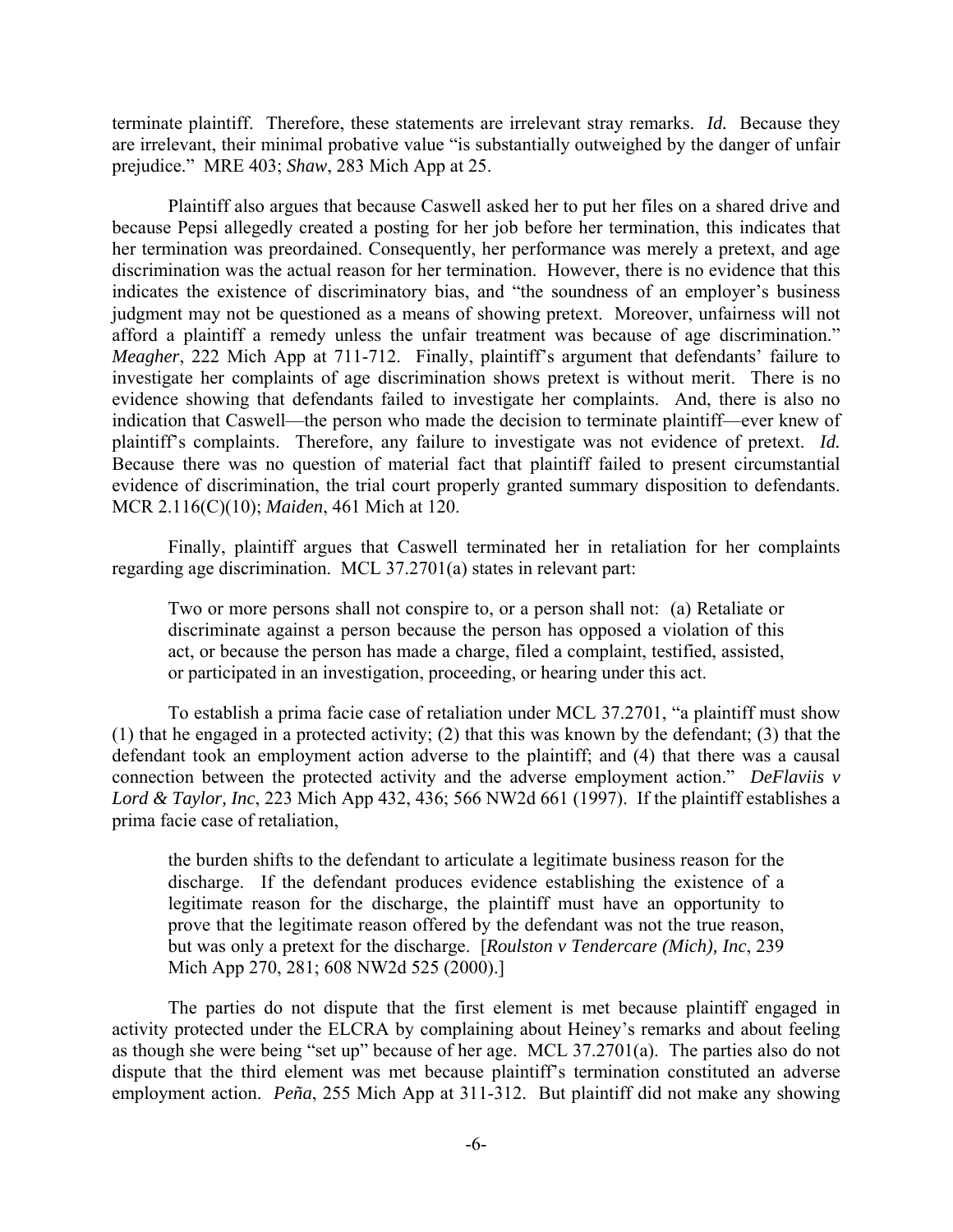terminate plaintiff. Therefore, these statements are irrelevant stray remarks. *Id.* Because they are irrelevant, their minimal probative value "is substantially outweighed by the danger of unfair prejudice." MRE 403; *Shaw*, 283 Mich App at 25.

Plaintiff also argues that because Caswell asked her to put her files on a shared drive and because Pepsi allegedly created a posting for her job before her termination, this indicates that her termination was preordained. Consequently, her performance was merely a pretext, and age discrimination was the actual reason for her termination. However, there is no evidence that this indicates the existence of discriminatory bias, and "the soundness of an employer's business judgment may not be questioned as a means of showing pretext. Moreover, unfairness will not afford a plaintiff a remedy unless the unfair treatment was because of age discrimination." *Meagher*, 222 Mich App at 711-712. Finally, plaintiff's argument that defendants' failure to investigate her complaints of age discrimination shows pretext is without merit. There is no evidence showing that defendants failed to investigate her complaints. And, there is also no indication that Caswell—the person who made the decision to terminate plaintiff—ever knew of plaintiff's complaints. Therefore, any failure to investigate was not evidence of pretext. *Id.* Because there was no question of material fact that plaintiff failed to present circumstantial evidence of discrimination, the trial court properly granted summary disposition to defendants. MCR 2.116(C)(10); *Maiden*, 461 Mich at 120.

Finally, plaintiff argues that Caswell terminated her in retaliation for her complaints regarding age discrimination. MCL 37.2701(a) states in relevant part:

> Two or more persons shall not conspire to, or a person shall not: (a) Retaliate or discriminate against a person because the person has opposed a violation of this act, or because the person has made a charge, filed a complaint, testified, assisted, or participated in an investigation, proceeding, or hearing under this act.

To establish a prima facie case of retaliation under MCL 37.2701, "a plaintiff must show (1) that he engaged in a protected activity; (2) that this was known by the defendant; (3) that the defendant took an employment action adverse to the plaintiff; and (4) that there was a causal connection between the protected activity and the adverse employment action." *DeFlaviis v Lord & Taylor, Inc*, 223 Mich App 432, 436; 566 NW2d 661 (1997). If the plaintiff establishes a prima facie case of retaliation,

> the burden shifts to the defendant to articulate a legitimate business reason for the discharge. If the defendant produces evidence establishing the existence of a legitimate reason for the discharge, the plaintiff must have an opportunity to prove that the legitimate reason offered by the defendant was not the true reason, but was only a pretext for the discharge. [*Roulston v Tendercare (Mich), Inc*, 239 Mich App 270, 281; 608 NW2d 525 (2000).]

The parties do not dispute that the first element is met because plaintiff engaged in activity protected under the ELCRA by complaining about Heiney's remarks and about feeling as though she were being "set up" because of her age. MCL 37.2701(a). The parties also do not dispute that the third element was met because plaintiff's termination constituted an adverse employment action. *Peña*, 255 Mich App at 311-312. But plaintiff did not make any showing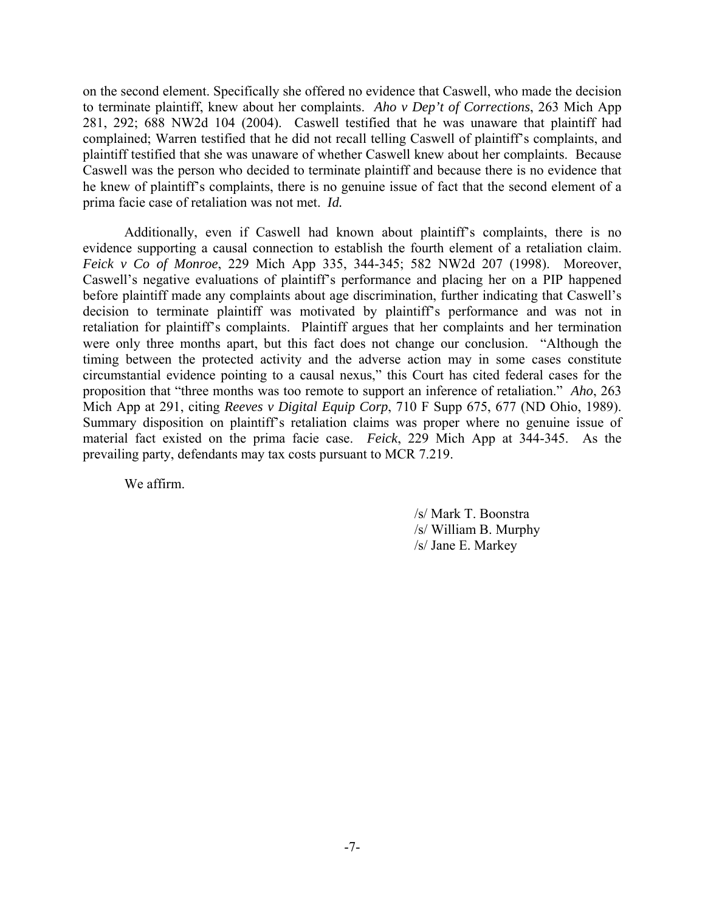on the second element. Specifically she offered no evidence that Caswell, who made the decision to terminate plaintiff, knew about her complaints. *Aho v Dep't of Corrections*, 263 Mich App 281, 292; 688 NW2d 104 (2004). Caswell testified that he was unaware that plaintiff had complained; Warren testified that he did not recall telling Caswell of plaintiff's complaints, and plaintiff testified that she was unaware of whether Caswell knew about her complaints. Because Caswell was the person who decided to terminate plaintiff and because there is no evidence that he knew of plaintiff's complaints, there is no genuine issue of fact that the second element of a prima facie case of retaliation was not met. ***Id.***

Additionally, even if Caswell had known about plaintiff's complaints, there is no evidence supporting a causal connection to establish the fourth element of a retaliation claim. *Feick v Co of Monroe*, 229 Mich App 335, 344-345; 582 NW2d 207 (1998). Moreover, Caswell's negative evaluations of plaintiff's performance and placing her on a PIP happened before plaintiff made any complaints about age discrimination, further indicating that Caswell's decision to terminate plaintiff was motivated by plaintiff's performance and was not in retaliation for plaintiff's complaints. Plaintiff argues that her complaints and her termination were only three months apart, but this fact does not change our conclusion. "Although the timing between the protected activity and the adverse action may in some cases constitute circumstantial evidence pointing to a causal nexus," this Court has cited federal cases for the proposition that "three months was too remote to support an inference of retaliation." *Aho*, 263 Mich App at 291, citing *Reeves v Digital Equip Corp*, 710 F Supp 675, 677 (ND Ohio, 1989). Summary disposition on plaintiff's retaliation claims was proper where no genuine issue of material fact existed on the prima facie case. *Feick*, 229 Mich App at 344-345. As the prevailing party, defendants may tax costs pursuant to MCR 7.219.

We affirm.

/s/ Mark T. Boonstra
/s/ William B. Murphy
/s/ Jane E. Markey